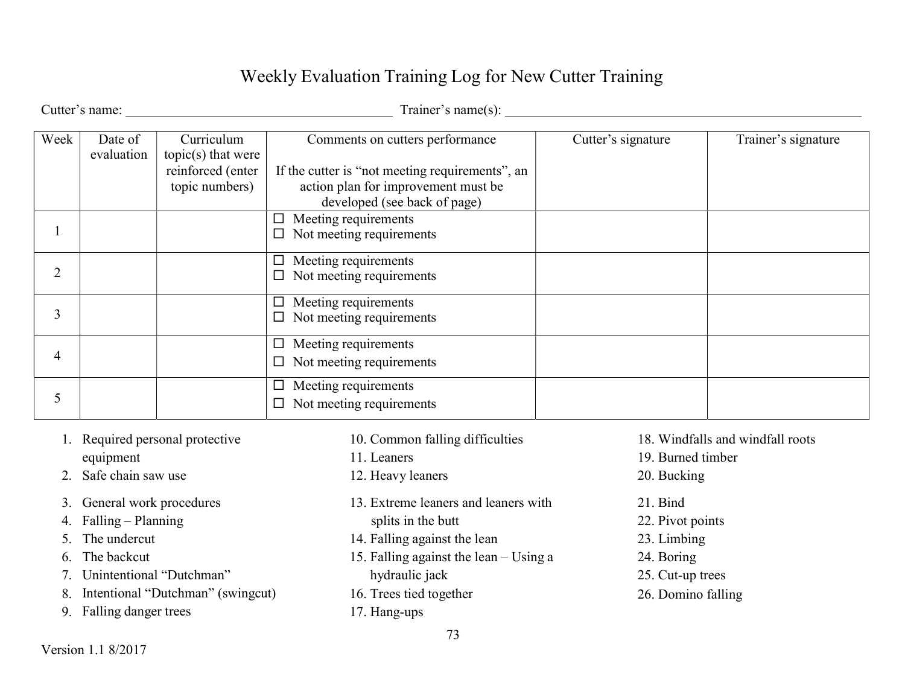# Weekly Evaluation Training Log for New Cutter Training

Cutter's name: ______________________________________ Trainer's name(s): ____________________________________________________

| Week | Date of evaluation | Curriculum topic(s) that were reinforced (enter topic numbers) | Comments on cutters performance<br><br>If the cutter is "not meeting requirements", an action plan for improvement must be developed (see back of page) | Cutter's signature | Trainer's signature |
|---|---|---|---|---|---|
| 1 | | | ☐ Meeting requirements<br>☐ Not meeting requirements | | |
| 2 | | | ☐ Meeting requirements<br>☐ Not meeting requirements | | |
| 3 | | | ☐ Meeting requirements<br>☐ Not meeting requirements | | |
| 4 | | | ☐ Meeting requirements<br>☐ Not meeting requirements | | |
| 5 | | | ☐ Meeting requirements<br>☐ Not meeting requirements | | |

1. Required personal protective equipment
2. Safe chain saw use
3. General work procedures
4. Falling – Planning
5. The undercut
6. The backcut
7. Unintentional "Dutchman"
8. Intentional "Dutchman" (swingcut)
9. Falling danger trees
10. Common falling difficulties
11. Leaners
12. Heavy leaners
13. Extreme leaners and leaners with splits in the butt
14. Falling against the lean
15. Falling against the lean – Using a hydraulic jack
16. Trees tied together
17. Hang-ups
18. Windfalls and windfall roots
19. Burned timber
20. Bucking
21. Bind
22. Pivot points
23. Limbing
24. Boring
25. Cut-up trees
26. Domino falling

Version 1.1 8/2017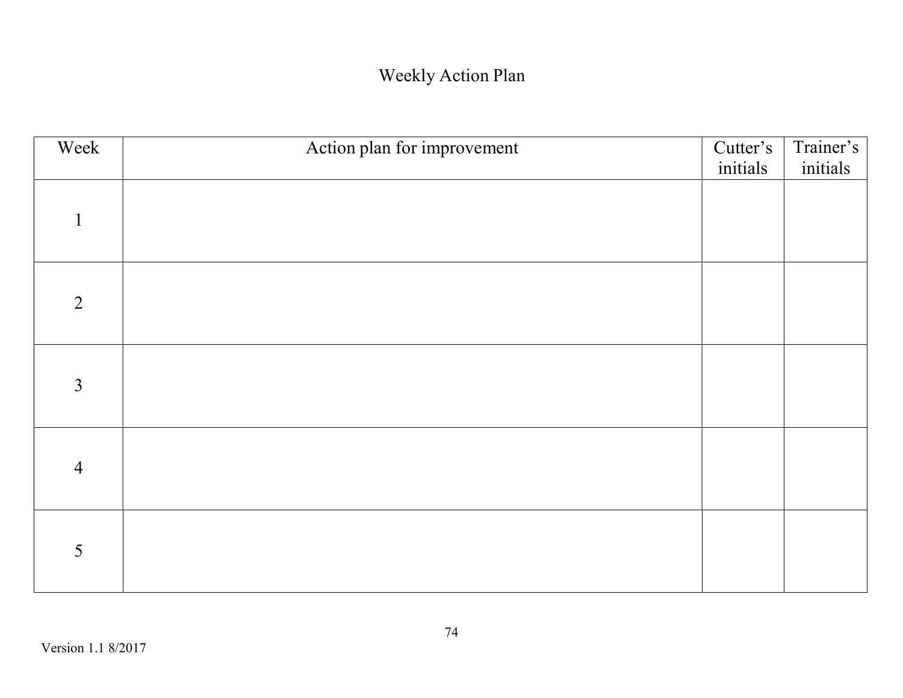# Weekly Action Plan

| Week | Action plan for improvement | Cutter's initials | Trainer's initials |
| --- | --- | --- | --- |
| 1 | | | |
| 2 | | | |
| 3 | | | |
| 4 | | | |
| 5 | | | |

Version 1.1 8/2017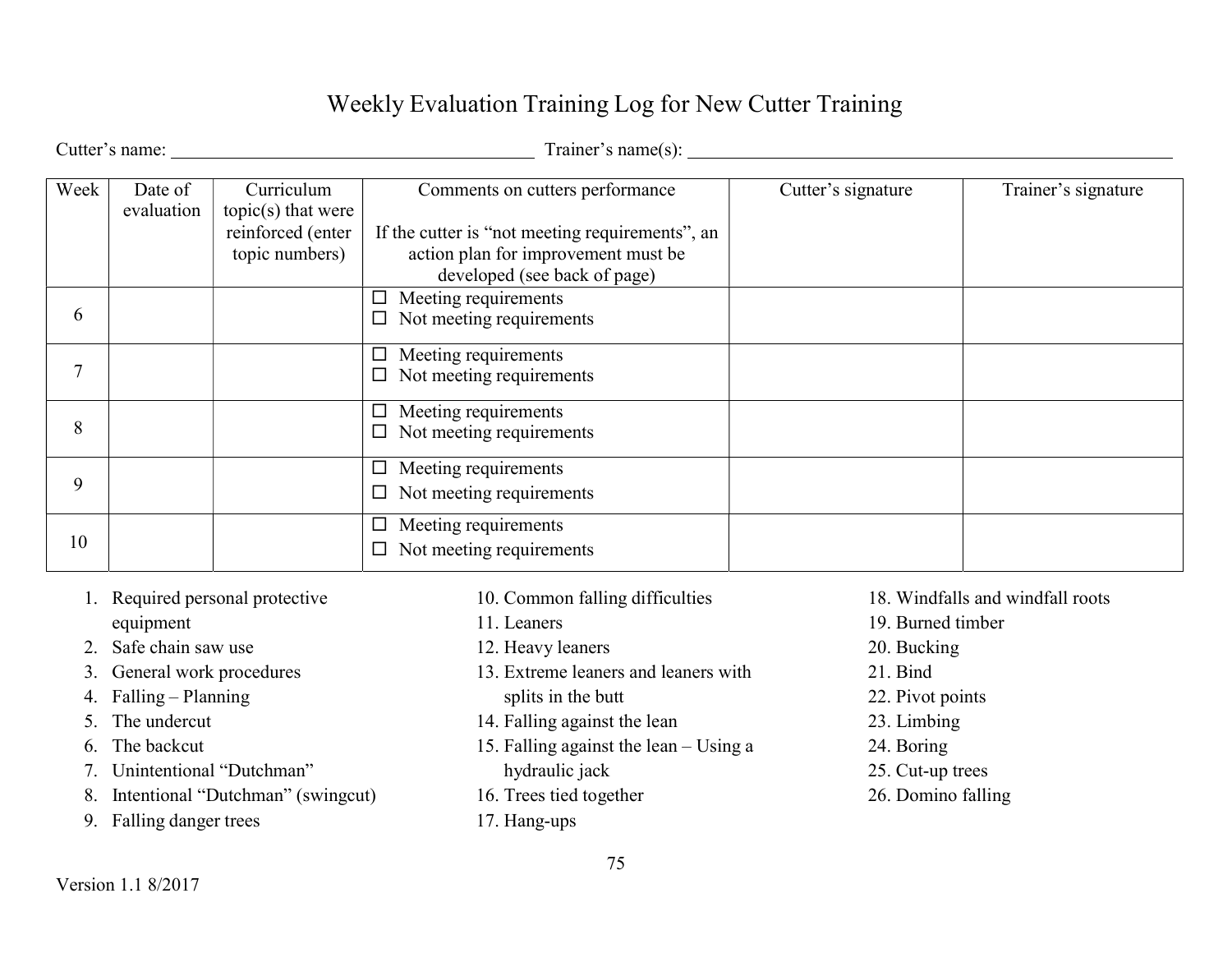# Weekly Evaluation Training Log for New Cutter Training

Cutter's name: ______________________________________ Trainer's name(s): ____________________________________________________

| Week | Date of evaluation | Curriculum topic(s) that were reinforced (enter topic numbers) | Comments on cutters performance<br><br>If the cutter is "not meeting requirements", an action plan for improvement must be developed (see back of page) | Cutter's signature | Trainer's signature |
|---|---|---|---|---|---|
| 6 | | | ☐ Meeting requirements<br>☐ Not meeting requirements | | |
| 7 | | | ☐ Meeting requirements<br>☐ Not meeting requirements | | |
| 8 | | | ☐ Meeting requirements<br>☐ Not meeting requirements | | |
| 9 | | | ☐ Meeting requirements<br>☐ Not meeting requirements | | |
| 10 | | | ☐ Meeting requirements<br>☐ Not meeting requirements | | |

1. Required personal protective equipment
2. Safe chain saw use
3. General work procedures
4. Falling – Planning
5. The undercut
6. The backcut
7. Unintentional "Dutchman"
8. Intentional "Dutchman" (swingcut)
9. Falling danger trees
10. Common falling difficulties
11. Leaners
12. Heavy leaners
13. Extreme leaners and leaners with splits in the butt
14. Falling against the lean
15. Falling against the lean – Using a hydraulic jack
16. Trees tied together
17. Hang-ups
18. Windfalls and windfall roots
19. Burned timber
20. Bucking
21. Bind
22. Pivot points
23. Limbing
24. Boring
25. Cut-up trees
26. Domino falling

Version 1.1 8/2017